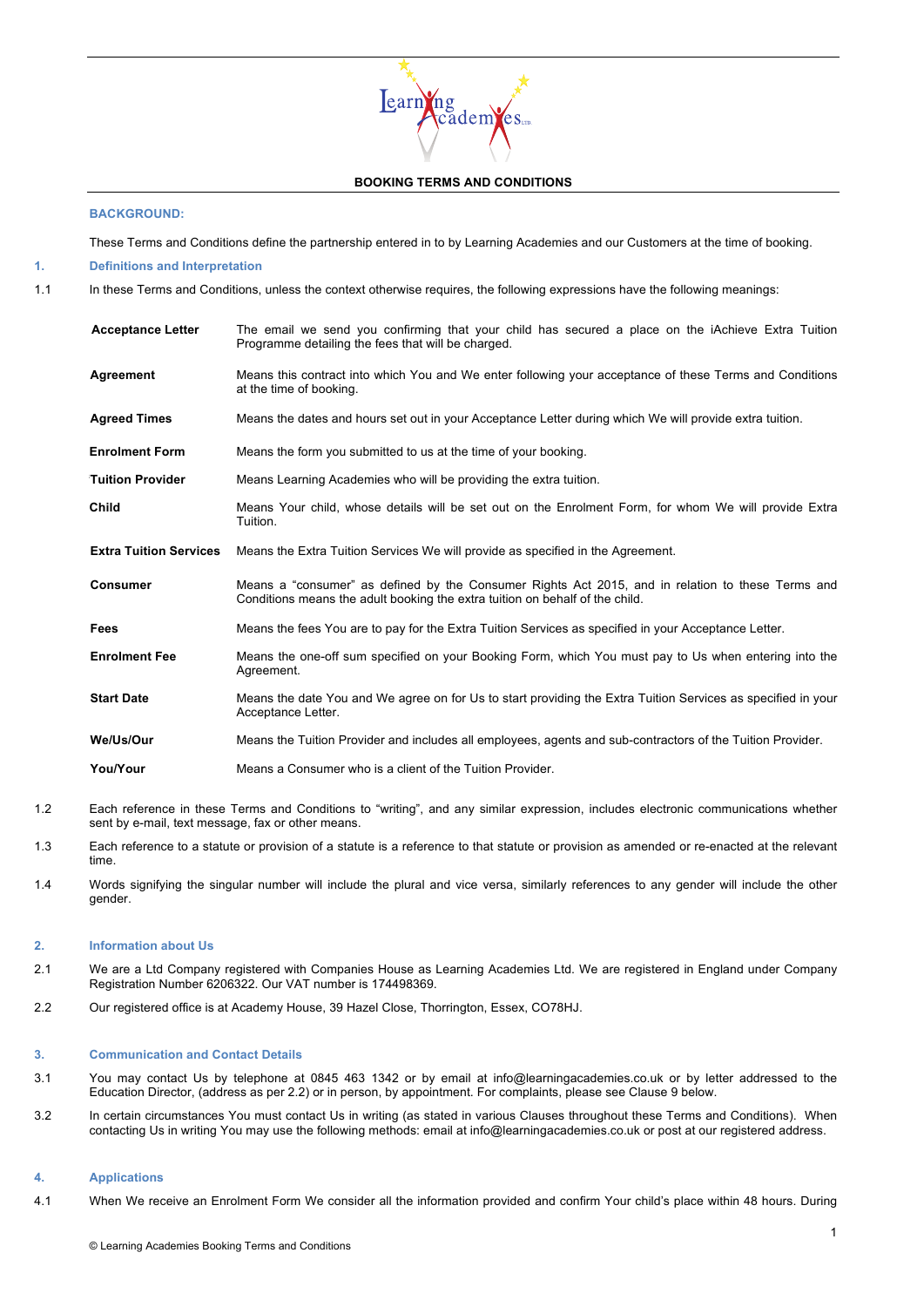**BOOKING TERMS AND CONDITIONS**

## BACKGROUND:

These Terms and Conditions define the partnership entered in to by Learning Academies and our Customers at the time of booking.

## 1. Definitions and Interpretation

1.1 In these Terms and Conditions, unless the context otherwise requires, the following expressions have the following meanings:

| | |
|---|---|
| **Acceptance Letter** | The email we send you confirming that your child has secured a place on the iAchieve Extra Tuition Programme detailing the fees that will be charged. |
| **Agreement** | Means this contract into which You and We enter following your acceptance of these Terms and Conditions at the time of booking. |
| **Agreed Times** | Means the dates and hours set out in your Acceptance Letter during which We will provide extra tuition. |
| **Enrolment Form** | Means the form you submitted to us at the time of your booking. |
| **Tuition Provider** | Means Learning Academies who will be providing the extra tuition. |
| **Child** | Means Your child, whose details will be set out on the Enrolment Form, for whom We will provide Extra Tuition. |
| **Extra Tuition Services** | Means the Extra Tuition Services We will provide as specified in the Agreement. |
| **Consumer** | Means a "consumer" as defined by the Consumer Rights Act 2015, and in relation to these Terms and Conditions means the adult booking the extra tuition on behalf of the child. |
| **Fees** | Means the fees You are to pay for the Extra Tuition Services as specified in your Acceptance Letter. |
| **Enrolment Fee** | Means the one-off sum specified on your Booking Form, which You must pay to Us when entering into the Agreement. |
| **Start Date** | Means the date You and We agree on for Us to start providing the Extra Tuition Services as specified in your Acceptance Letter. |
| **We/Us/Our** | Means the Tuition Provider and includes all employees, agents and sub-contractors of the Tuition Provider. |
| **You/Your** | Means a Consumer who is a client of the Tuition Provider. |

1.2 Each reference in these Terms and Conditions to "writing", and any similar expression, includes electronic communications whether sent by e-mail, text message, fax or other means.

1.3 Each reference to a statute or provision of a statute is a reference to that statute or provision as amended or re-enacted at the relevant time.

1.4 Words signifying the singular number will include the plural and vice versa, similarly references to any gender will include the other gender.

## 2. Information about Us

2.1 We are a Ltd Company registered with Companies House as Learning Academies Ltd. We are registered in England under Company Registration Number 6206322. Our VAT number is 174498369.

2.2 Our registered office is at Academy House, 39 Hazel Close, Thorrington, Essex, CO78HJ.

## 3. Communication and Contact Details

3.1 You may contact Us by telephone at 0845 463 1342 or by email at info@learningacademies.co.uk or by letter addressed to the Education Director, (address as per 2.2) or in person, by appointment. For complaints, please see Clause 9 below.

3.2 In certain circumstances You must contact Us in writing (as stated in various Clauses throughout these Terms and Conditions). When contacting Us in writing You may use the following methods: email at info@learningacademies.co.uk or post at our registered address.

## 4. Applications

4.1 When We receive an Enrolment Form We consider all the information provided and confirm Your child's place within 48 hours. During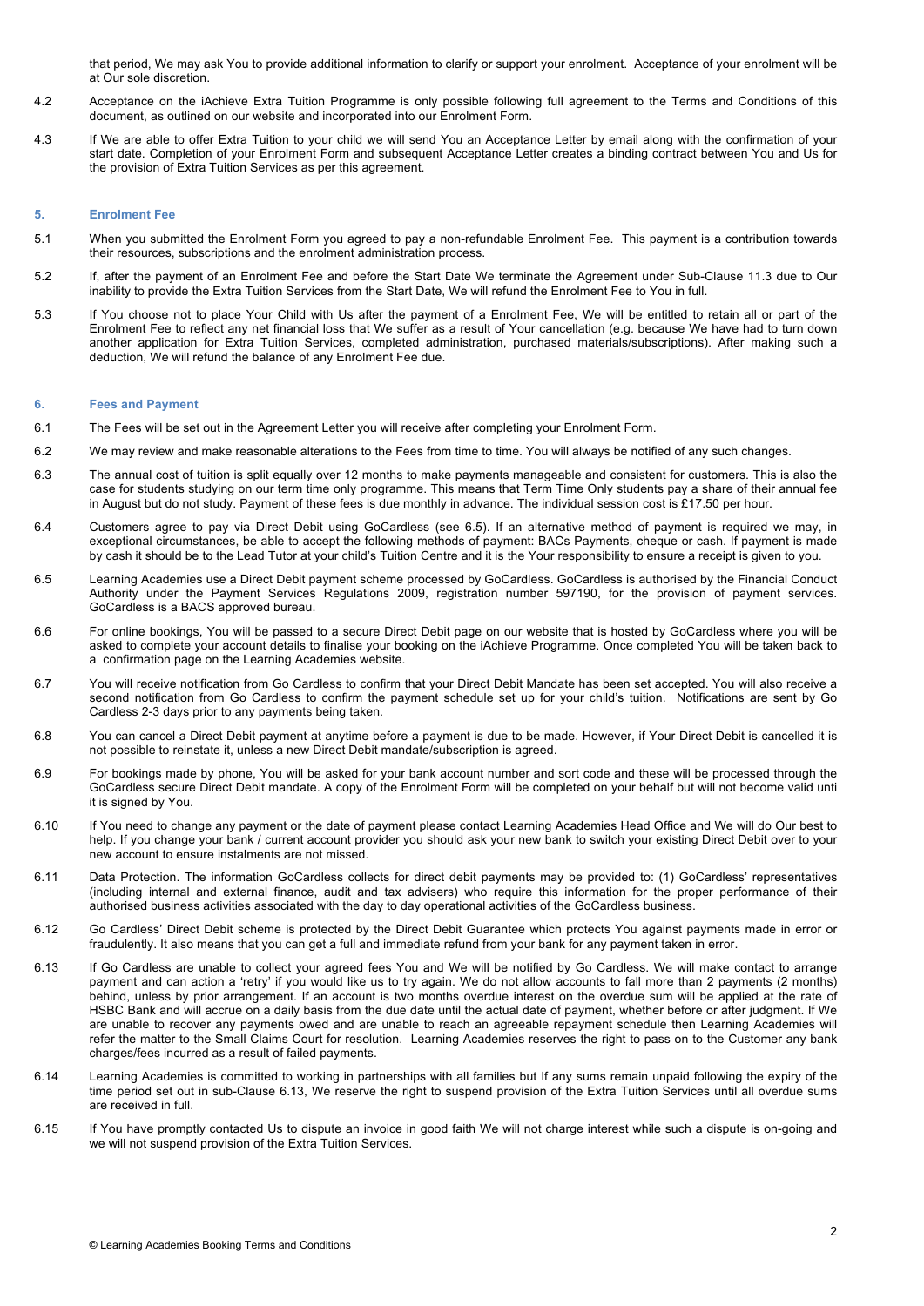that period, We may ask You to provide additional information to clarify or support your enrolment. Acceptance of your enrolment will be at Our sole discretion.

4.2 Acceptance on the iAchieve Extra Tuition Programme is only possible following full agreement to the Terms and Conditions of this document, as outlined on our website and incorporated into our Enrolment Form.

4.3 If We are able to offer Extra Tuition to your child we will send You an Acceptance Letter by email along with the confirmation of your start date. Completion of your Enrolment Form and subsequent Acceptance Letter creates a binding contract between You and Us for the provision of Extra Tuition Services as per this agreement.

### 5. Enrolment Fee

5.1 When you submitted the Enrolment Form you agreed to pay a non-refundable Enrolment Fee. This payment is a contribution towards their resources, subscriptions and the enrolment administration process.

5.2 If, after the payment of an Enrolment Fee and before the Start Date We terminate the Agreement under Sub-Clause 11.3 due to Our inability to provide the Extra Tuition Services from the Start Date, We will refund the Enrolment Fee to You in full.

5.3 If You choose not to place Your Child with Us after the payment of a Enrolment Fee, We will be entitled to retain all or part of the Enrolment Fee to reflect any net financial loss that We suffer as a result of Your cancellation (e.g. because We have had to turn down another application for Extra Tuition Services, completed administration, purchased materials/subscriptions). After making such a deduction, We will refund the balance of any Enrolment Fee due.

### 6. Fees and Payment

6.1 The Fees will be set out in the Agreement Letter you will receive after completing your Enrolment Form.

6.2 We may review and make reasonable alterations to the Fees from time to time. You will always be notified of any such changes.

6.3 The annual cost of tuition is split equally over 12 months to make payments manageable and consistent for customers. This is also the case for students studying on our term time only programme. This means that Term Time Only students pay a share of their annual fee in August but do not study. Payment of these fees is due monthly in advance. The individual session cost is £17.50 per hour.

6.4 Customers agree to pay via Direct Debit using GoCardless (see 6.5). If an alternative method of payment is required we may, in exceptional circumstances, be able to accept the following methods of payment: BACs Payments, cheque or cash. If payment is made by cash it should be to the Lead Tutor at your child's Tuition Centre and it is the Your responsibility to ensure a receipt is given to you.

6.5 Learning Academies use a Direct Debit payment scheme processed by GoCardless. GoCardless is authorised by the Financial Conduct Authority under the Payment Services Regulations 2009, registration number 597190, for the provision of payment services. GoCardless is a BACS approved bureau.

6.6 For online bookings, You will be passed to a secure Direct Debit page on our website that is hosted by GoCardless where you will be asked to complete your account details to finalise your booking on the iAchieve Programme. Once completed You will be taken back to a confirmation page on the Learning Academies website.

6.7 You will receive notification from Go Cardless to confirm that your Direct Debit Mandate has been set accepted. You will also receive a second notification from Go Cardless to confirm the payment schedule set up for your child's tuition. Notifications are sent by Go Cardless 2-3 days prior to any payments being taken.

6.8 You can cancel a Direct Debit payment at anytime before a payment is due to be made. However, if Your Direct Debit is cancelled it is not possible to reinstate it, unless a new Direct Debit mandate/subscription is agreed.

6.9 For bookings made by phone, You will be asked for your bank account number and sort code and these will be processed through the GoCardless secure Direct Debit mandate. A copy of the Enrolment Form will be completed on your behalf but will not become valid unti it is signed by You.

6.10 If You need to change any payment or the date of payment please contact Learning Academies Head Office and We will do Our best to help. If you change your bank / current account provider you should ask your new bank to switch your existing Direct Debit over to your new account to ensure instalments are not missed.

6.11 Data Protection. The information GoCardless collects for direct debit payments may be provided to: (1) GoCardless' representatives (including internal and external finance, audit and tax advisers) who require this information for the proper performance of their authorised business activities associated with the day to day operational activities of the GoCardless business.

6.12 Go Cardless' Direct Debit scheme is protected by the Direct Debit Guarantee which protects You against payments made in error or fraudulently. It also means that you can get a full and immediate refund from your bank for any payment taken in error.

6.13 If Go Cardless are unable to collect your agreed fees You and We will be notified by Go Cardless. We will make contact to arrange payment and can action a 'retry' if you would like us to try again. We do not allow accounts to fall more than 2 payments (2 months) behind, unless by prior arrangement. If an account is two months overdue interest on the overdue sum will be applied at the rate of HSBC Bank and will accrue on a daily basis from the due date until the actual date of payment, whether before or after judgment. If We are unable to recover any payments owed and are unable to reach an agreeable repayment schedule then Learning Academies will refer the matter to the Small Claims Court for resolution. Learning Academies reserves the right to pass on to the Customer any bank charges/fees incurred as a result of failed payments.

6.14 Learning Academies is committed to working in partnerships with all families but If any sums remain unpaid following the expiry of the time period set out in sub-Clause 6.13, We reserve the right to suspend provision of the Extra Tuition Services until all overdue sums are received in full.

6.15 If You have promptly contacted Us to dispute an invoice in good faith We will not charge interest while such a dispute is on-going and we will not suspend provision of the Extra Tuition Services.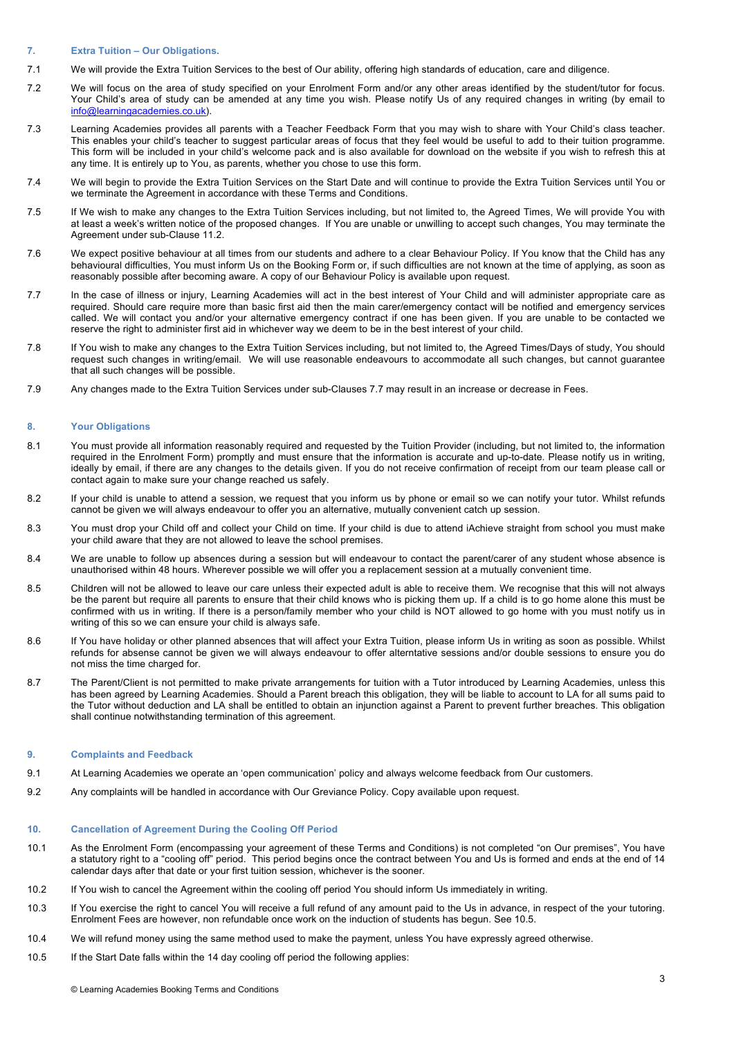## 7. Extra Tuition – Our Obligations.

7.1 We will provide the Extra Tuition Services to the best of Our ability, offering high standards of education, care and diligence.

7.2 We will focus on the area of study specified on your Enrolment Form and/or any other areas identified by the student/tutor for focus. Your Child's area of study can be amended at any time you wish. Please notify Us of any required changes in writing (by email to info@learningacademies.co.uk).

7.3 Learning Academies provides all parents with a Teacher Feedback Form that you may wish to share with Your Child's class teacher. This enables your child's teacher to suggest particular areas of focus that they feel would be useful to add to their tuition programme. This form will be included in your child's welcome pack and is also available for download on the website if you wish to refresh this at any time. It is entirely up to You, as parents, whether you chose to use this form.

7.4 We will begin to provide the Extra Tuition Services on the Start Date and will continue to provide the Extra Tuition Services until You or we terminate the Agreement in accordance with these Terms and Conditions.

7.5 If We wish to make any changes to the Extra Tuition Services including, but not limited to, the Agreed Times, We will provide You with at least a week's written notice of the proposed changes. If You are unable or unwilling to accept such changes, You may terminate the Agreement under sub-Clause 11.2.

7.6 We expect positive behaviour at all times from our students and adhere to a clear Behaviour Policy. If You know that the Child has any behavioural difficulties, You must inform Us on the Booking Form or, if such difficulties are not known at the time of applying, as soon as reasonably possible after becoming aware. A copy of our Behaviour Policy is available upon request.

7.7 In the case of illness or injury, Learning Academies will act in the best interest of Your Child and will administer appropriate care as required. Should care require more than basic first aid then the main carer/emergency contact will be notified and emergency services called. We will contact you and/or your alternative emergency contract if one has been given. If you are unable to be contacted we reserve the right to administer first aid in whichever way we deem to be in the best interest of your child.

7.8 If You wish to make any changes to the Extra Tuition Services including, but not limited to, the Agreed Times/Days of study, You should request such changes in writing/email. We will use reasonable endeavours to accommodate all such changes, but cannot guarantee that all such changes will be possible.

7.9 Any changes made to the Extra Tuition Services under sub-Clauses 7.7 may result in an increase or decrease in Fees.

## 8. Your Obligations

8.1 You must provide all information reasonably required and requested by the Tuition Provider (including, but not limited to, the information required in the Enrolment Form) promptly and must ensure that the information is accurate and up-to-date. Please notify us in writing, ideally by email, if there are any changes to the details given. If you do not receive confirmation of receipt from our team please call or contact again to make sure your change reached us safely.

8.2 If your child is unable to attend a session, we request that you inform us by phone or email so we can notify your tutor. Whilst refunds cannot be given we will always endeavour to offer you an alternative, mutually convenient catch up session.

8.3 You must drop your Child off and collect your Child on time. If your child is due to attend iAchieve straight from school you must make your child aware that they are not allowed to leave the school premises.

8.4 We are unable to follow up absences during a session but will endeavour to contact the parent/carer of any student whose absence is unauthorised within 48 hours. Wherever possible we will offer you a replacement session at a mutually convenient time.

8.5 Children will not be allowed to leave our care unless their expected adult is able to receive them. We recognise that this will not always be the parent but require all parents to ensure that their child knows who is picking them up. If a child is to go home alone this must be confirmed with us in writing. If there is a person/family member who your child is NOT allowed to go home with you must notify us in writing of this so we can ensure your child is always safe.

8.6 If You have holiday or other planned absences that will affect your Extra Tuition, please inform Us in writing as soon as possible. Whilst refunds for absense cannot be given we will always endeavour to offer alterntative sessions and/or double sessions to ensure you do not miss the time charged for.

8.7 The Parent/Client is not permitted to make private arrangements for tuition with a Tutor introduced by Learning Academies, unless this has been agreed by Learning Academies. Should a Parent breach this obligation, they will be liable to account to LA for all sums paid to the Tutor without deduction and LA shall be entitled to obtain an injunction against a Parent to prevent further breaches. This obligation shall continue notwithstanding termination of this agreement.

## 9. Complaints and Feedback

9.1 At Learning Academies we operate an 'open communication' policy and always welcome feedback from Our customers.

9.2 Any complaints will be handled in accordance with Our Greviance Policy. Copy available upon request.

## 10. Cancellation of Agreement During the Cooling Off Period

10.1 As the Enrolment Form (encompassing your agreement of these Terms and Conditions) is not completed "on Our premises", You have a statutory right to a "cooling off" period. This period begins once the contract between You and Us is formed and ends at the end of 14 calendar days after that date or your first tuition session, whichever is the sooner.

10.2 If You wish to cancel the Agreement within the cooling off period You should inform Us immediately in writing.

10.3 If You exercise the right to cancel You will receive a full refund of any amount paid to the Us in advance, in respect of the your tutoring. Enrolment Fees are however, non refundable once work on the induction of students has begun. See 10.5.

10.4 We will refund money using the same method used to make the payment, unless You have expressly agreed otherwise.

10.5 If the Start Date falls within the 14 day cooling off period the following applies: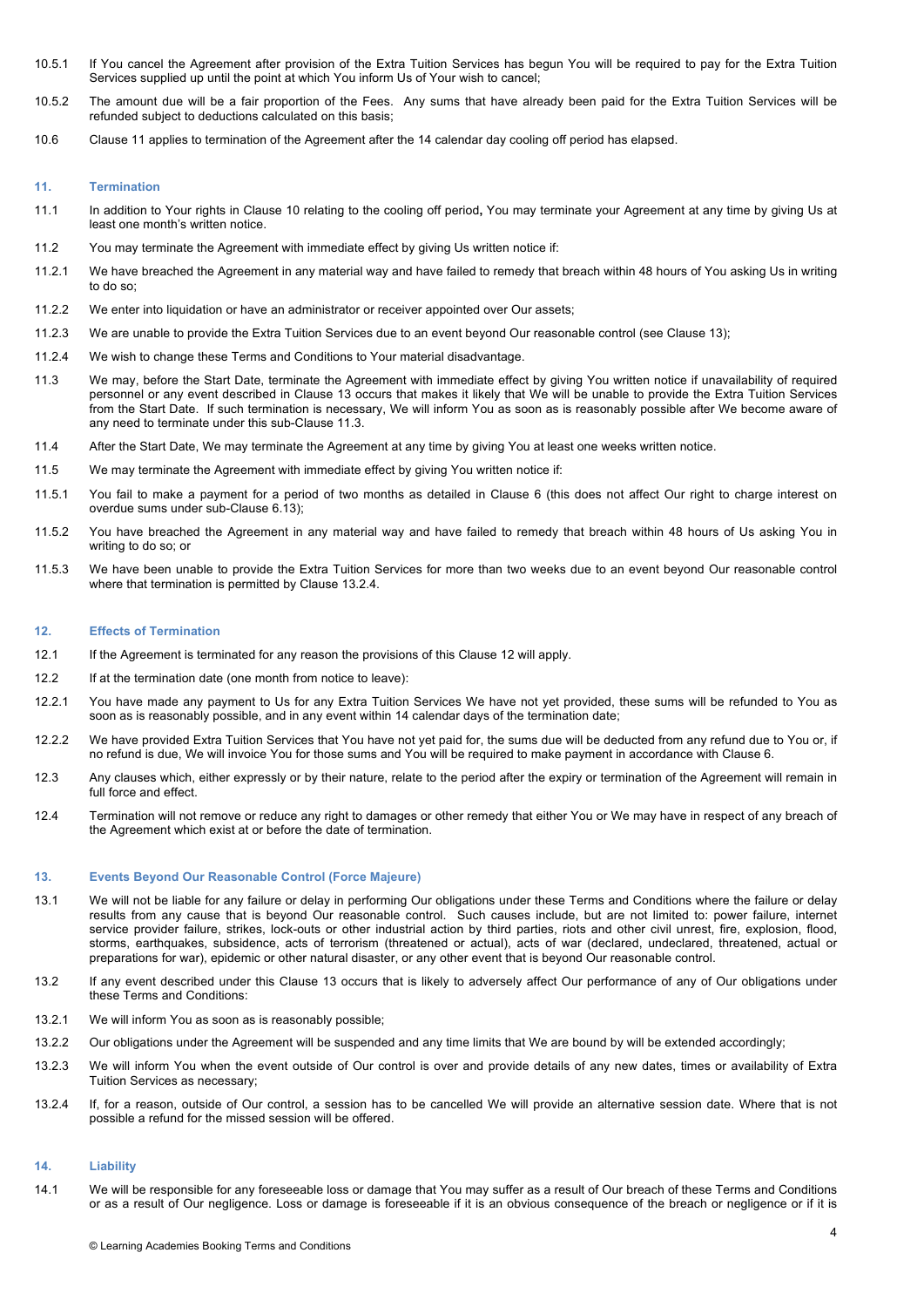10.5.1 If You cancel the Agreement after provision of the Extra Tuition Services has begun You will be required to pay for the Extra Tuition Services supplied up until the point at which You inform Us of Your wish to cancel;

10.5.2 The amount due will be a fair proportion of the Fees. Any sums that have already been paid for the Extra Tuition Services will be refunded subject to deductions calculated on this basis;

10.6 Clause 11 applies to termination of the Agreement after the 14 calendar day cooling off period has elapsed.

## 11. Termination

11.1 In addition to Your rights in Clause 10 relating to the cooling off period**,** You may terminate your Agreement at any time by giving Us at least one month's written notice.

11.2 You may terminate the Agreement with immediate effect by giving Us written notice if:

11.2.1 We have breached the Agreement in any material way and have failed to remedy that breach within 48 hours of You asking Us in writing to do so;

11.2.2 We enter into liquidation or have an administrator or receiver appointed over Our assets;

11.2.3 We are unable to provide the Extra Tuition Services due to an event beyond Our reasonable control (see Clause 13);

11.2.4 We wish to change these Terms and Conditions to Your material disadvantage.

11.3 We may, before the Start Date, terminate the Agreement with immediate effect by giving You written notice if unavailability of required personnel or any event described in Clause 13 occurs that makes it likely that We will be unable to provide the Extra Tuition Services from the Start Date. If such termination is necessary, We will inform You as soon as is reasonably possible after We become aware of any need to terminate under this sub-Clause 11.3.

11.4 After the Start Date, We may terminate the Agreement at any time by giving You at least one weeks written notice.

11.5 We may terminate the Agreement with immediate effect by giving You written notice if:

11.5.1 You fail to make a payment for a period of two months as detailed in Clause 6 (this does not affect Our right to charge interest on overdue sums under sub-Clause 6.13);

11.5.2 You have breached the Agreement in any material way and have failed to remedy that breach within 48 hours of Us asking You in writing to do so; or

11.5.3 We have been unable to provide the Extra Tuition Services for more than two weeks due to an event beyond Our reasonable control where that termination is permitted by Clause 13.2.4.

## 12. Effects of Termination

12.1 If the Agreement is terminated for any reason the provisions of this Clause 12 will apply.

12.2 If at the termination date (one month from notice to leave):

12.2.1 You have made any payment to Us for any Extra Tuition Services We have not yet provided, these sums will be refunded to You as soon as is reasonably possible, and in any event within 14 calendar days of the termination date;

12.2.2 We have provided Extra Tuition Services that You have not yet paid for, the sums due will be deducted from any refund due to You or, if no refund is due, We will invoice You for those sums and You will be required to make payment in accordance with Clause 6.

12.3 Any clauses which, either expressly or by their nature, relate to the period after the expiry or termination of the Agreement will remain in full force and effect.

12.4 Termination will not remove or reduce any right to damages or other remedy that either You or We may have in respect of any breach of the Agreement which exist at or before the date of termination.

## 13. Events Beyond Our Reasonable Control (Force Majeure)

13.1 We will not be liable for any failure or delay in performing Our obligations under these Terms and Conditions where the failure or delay results from any cause that is beyond Our reasonable control. Such causes include, but are not limited to: power failure, internet service provider failure, strikes, lock-outs or other industrial action by third parties, riots and other civil unrest, fire, explosion, flood, storms, earthquakes, subsidence, acts of terrorism (threatened or actual), acts of war (declared, undeclared, threatened, actual or preparations for war), epidemic or other natural disaster, or any other event that is beyond Our reasonable control.

13.2 If any event described under this Clause 13 occurs that is likely to adversely affect Our performance of any of Our obligations under these Terms and Conditions:

13.2.1 We will inform You as soon as is reasonably possible;

13.2.2 Our obligations under the Agreement will be suspended and any time limits that We are bound by will be extended accordingly;

13.2.3 We will inform You when the event outside of Our control is over and provide details of any new dates, times or availability of Extra Tuition Services as necessary;

13.2.4 If, for a reason, outside of Our control, a session has to be cancelled We will provide an alternative session date. Where that is not possible a refund for the missed session will be offered.

## 14. Liability

14.1 We will be responsible for any foreseeable loss or damage that You may suffer as a result of Our breach of these Terms and Conditions or as a result of Our negligence. Loss or damage is foreseeable if it is an obvious consequence of the breach or negligence or if it is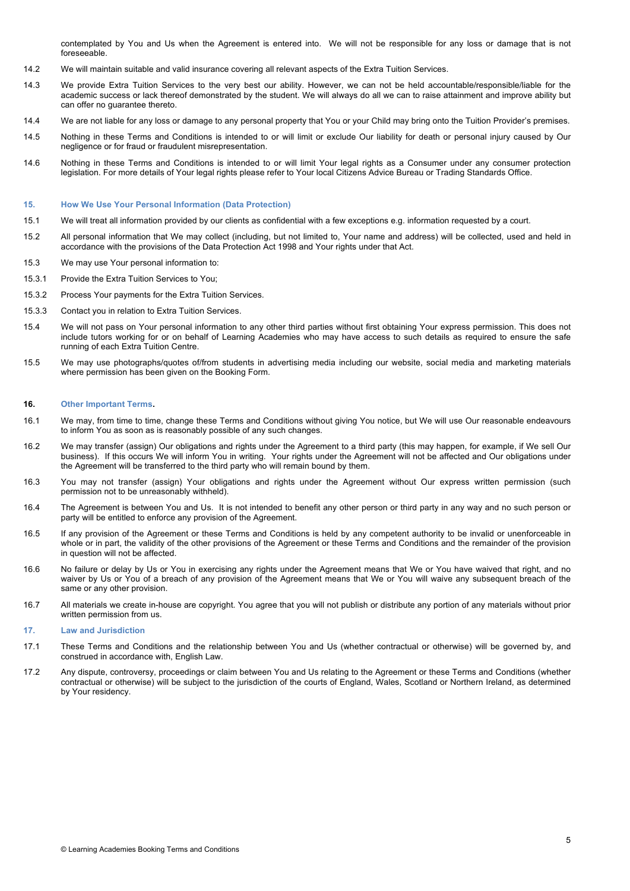contemplated by You and Us when the Agreement is entered into. We will not be responsible for any loss or damage that is not foreseeable.

14.2 We will maintain suitable and valid insurance covering all relevant aspects of the Extra Tuition Services.

14.3 We provide Extra Tuition Services to the very best our ability. However, we can not be held accountable/responsible/liable for the academic success or lack thereof demonstrated by the student. We will always do all we can to raise attainment and improve ability but can offer no guarantee thereto.

14.4 We are not liable for any loss or damage to any personal property that You or your Child may bring onto the Tuition Provider's premises.

14.5 Nothing in these Terms and Conditions is intended to or will limit or exclude Our liability for death or personal injury caused by Our negligence or for fraud or fraudulent misrepresentation.

14.6 Nothing in these Terms and Conditions is intended to or will limit Your legal rights as a Consumer under any consumer protection legislation. For more details of Your legal rights please refer to Your local Citizens Advice Bureau or Trading Standards Office.

## 15. How We Use Your Personal Information (Data Protection)

15.1 We will treat all information provided by our clients as confidential with a few exceptions e.g. information requested by a court.

15.2 All personal information that We may collect (including, but not limited to, Your name and address) will be collected, used and held in accordance with the provisions of the Data Protection Act 1998 and Your rights under that Act.

15.3 We may use Your personal information to:

15.3.1 Provide the Extra Tuition Services to You;

15.3.2 Process Your payments for the Extra Tuition Services.

15.3.3 Contact you in relation to Extra Tuition Services.

15.4 We will not pass on Your personal information to any other third parties without first obtaining Your express permission. This does not include tutors working for or on behalf of Learning Academies who may have access to such details as required to ensure the safe running of each Extra Tuition Centre.

15.5 We may use photographs/quotes of/from students in advertising media including our website, social media and marketing materials where permission has been given on the Booking Form.

## 16. Other Important Terms.

16.1 We may, from time to time, change these Terms and Conditions without giving You notice, but We will use Our reasonable endeavours to inform You as soon as is reasonably possible of any such changes.

16.2 We may transfer (assign) Our obligations and rights under the Agreement to a third party (this may happen, for example, if We sell Our business). If this occurs We will inform You in writing. Your rights under the Agreement will not be affected and Our obligations under the Agreement will be transferred to the third party who will remain bound by them.

16.3 You may not transfer (assign) Your obligations and rights under the Agreement without Our express written permission (such permission not to be unreasonably withheld).

16.4 The Agreement is between You and Us. It is not intended to benefit any other person or third party in any way and no such person or party will be entitled to enforce any provision of the Agreement.

16.5 If any provision of the Agreement or these Terms and Conditions is held by any competent authority to be invalid or unenforceable in whole or in part, the validity of the other provisions of the Agreement or these Terms and Conditions and the remainder of the provision in question will not be affected.

16.6 No failure or delay by Us or You in exercising any rights under the Agreement means that We or You have waived that right, and no waiver by Us or You of a breach of any provision of the Agreement means that We or You will waive any subsequent breach of the same or any other provision.

16.7 All materials we create in-house are copyright. You agree that you will not publish or distribute any portion of any materials without prior written permission from us.

## 17. Law and Jurisdiction

17.1 These Terms and Conditions and the relationship between You and Us (whether contractual or otherwise) will be governed by, and construed in accordance with, English Law.

17.2 Any dispute, controversy, proceedings or claim between You and Us relating to the Agreement or these Terms and Conditions (whether contractual or otherwise) will be subject to the jurisdiction of the courts of England, Wales, Scotland or Northern Ireland, as determined by Your residency.